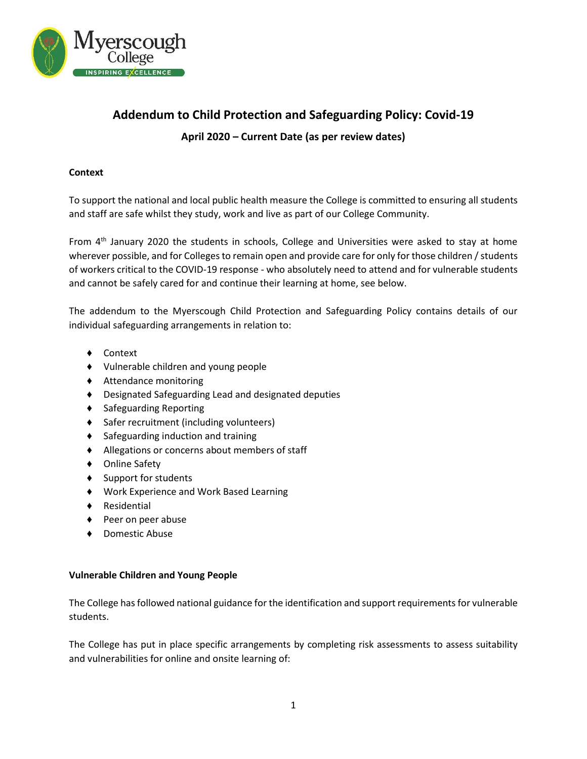# Addendum to Child Protection and Safeguarding Policy: Covid-19

## April 2020 – Current Date (as per review dates)

**Context**

To support the national and local public health measure the College is committed to ensuring all students and staff are safe whilst they study, work and live as part of our College Community.

From 4th January 2020 the students in schools, College and Universities were asked to stay at home wherever possible, and for Colleges to remain open and provide care for only for those children / students of workers critical to the COVID-19 response - who absolutely need to attend and for vulnerable students and cannot be safely cared for and continue their learning at home, see below.

The addendum to the Myerscough Child Protection and Safeguarding Policy contains details of our individual safeguarding arrangements in relation to:

- Context
- Vulnerable children and young people
- Attendance monitoring
- Designated Safeguarding Lead and designated deputies
- Safeguarding Reporting
- Safer recruitment (including volunteers)
- Safeguarding induction and training
- Allegations or concerns about members of staff
- Online Safety
- Support for students
- Work Experience and Work Based Learning
- Residential
- Peer on peer abuse
- Domestic Abuse

**Vulnerable Children and Young People**

The College has followed national guidance for the identification and support requirements for vulnerable students.

The College has put in place specific arrangements by completing risk assessments to assess suitability and vulnerabilities for online and onsite learning of: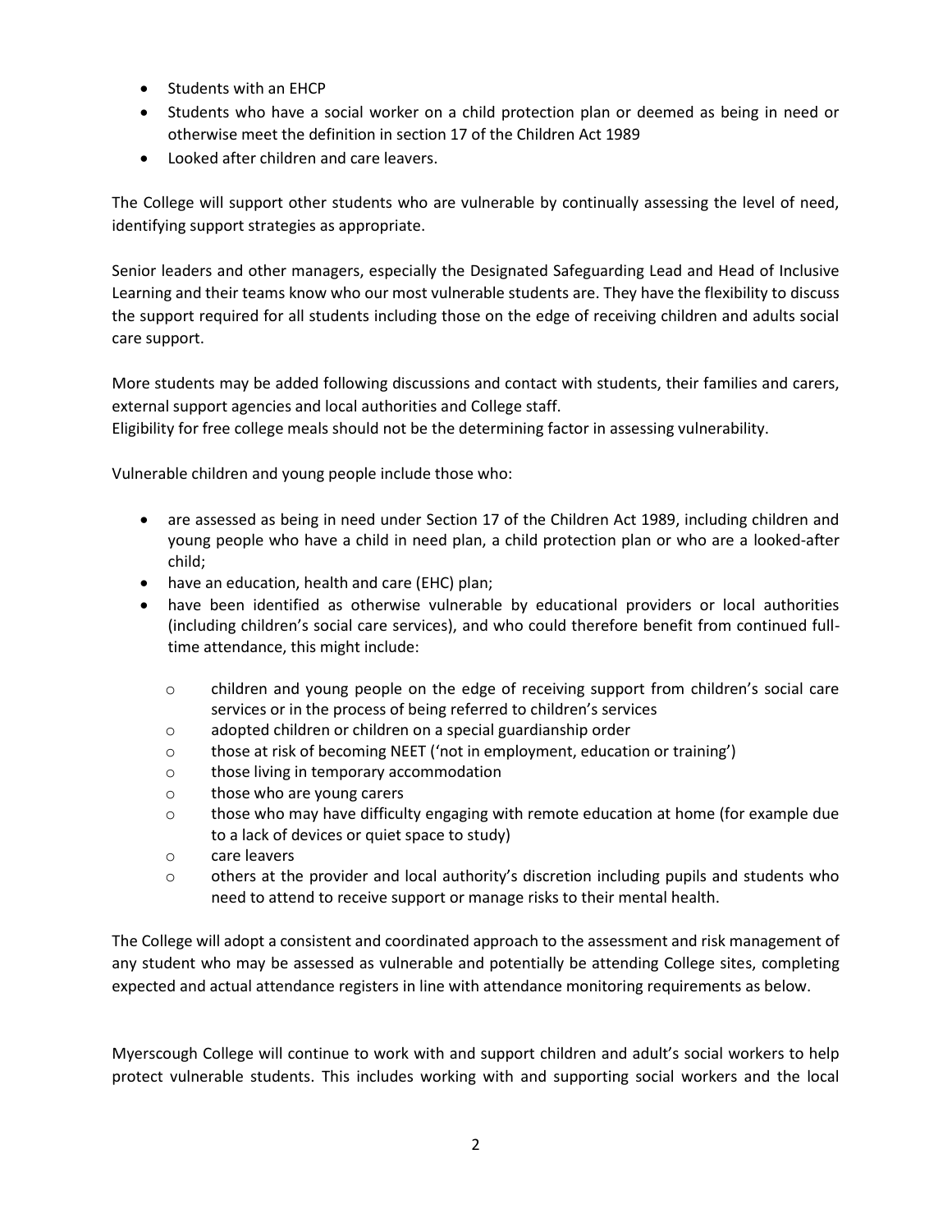- Students with an EHCP
- Students who have a social worker on a child protection plan or deemed as being in need or otherwise meet the definition in section 17 of the Children Act 1989
- Looked after children and care leavers.

The College will support other students who are vulnerable by continually assessing the level of need, identifying support strategies as appropriate.

Senior leaders and other managers, especially the Designated Safeguarding Lead and Head of Inclusive Learning and their teams know who our most vulnerable students are. They have the flexibility to discuss the support required for all students including those on the edge of receiving children and adults social care support.

More students may be added following discussions and contact with students, their families and carers, external support agencies and local authorities and College staff.
Eligibility for free college meals should not be the determining factor in assessing vulnerability.

Vulnerable children and young people include those who:

- are assessed as being in need under Section 17 of the Children Act 1989, including children and young people who have a child in need plan, a child protection plan or who are a looked-after child;
- have an education, health and care (EHC) plan;
- have been identified as otherwise vulnerable by educational providers or local authorities (including children's social care services), and who could therefore benefit from continued full-time attendance, this might include:
    - children and young people on the edge of receiving support from children's social care services or in the process of being referred to children's services
    - adopted children or children on a special guardianship order
    - those at risk of becoming NEET ('not in employment, education or training')
    - those living in temporary accommodation
    - those who are young carers
    - those who may have difficulty engaging with remote education at home (for example due to a lack of devices or quiet space to study)
    - care leavers
    - others at the provider and local authority's discretion including pupils and students who need to attend to receive support or manage risks to their mental health.

The College will adopt a consistent and coordinated approach to the assessment and risk management of any student who may be assessed as vulnerable and potentially be attending College sites, completing expected and actual attendance registers in line with attendance monitoring requirements as below.

Myerscough College will continue to work with and support children and adult's social workers to help protect vulnerable students. This includes working with and supporting social workers and the local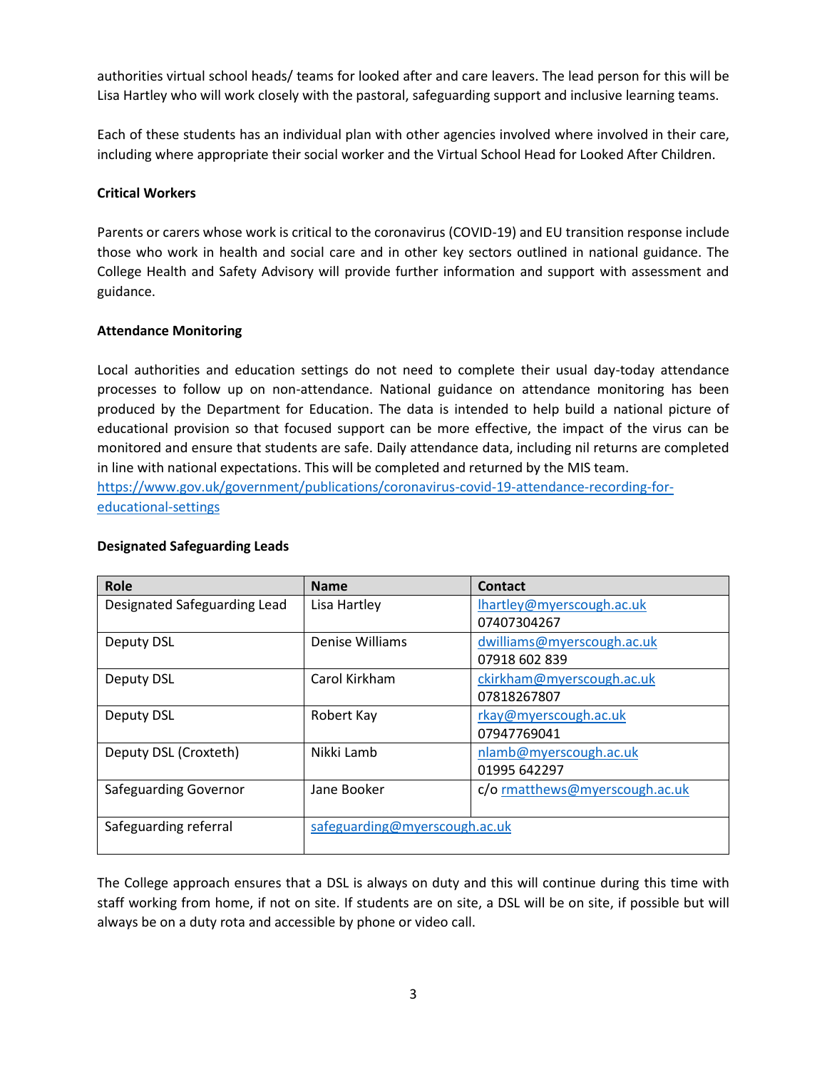authorities virtual school heads/ teams for looked after and care leavers. The lead person for this will be Lisa Hartley who will work closely with the pastoral, safeguarding support and inclusive learning teams.

Each of these students has an individual plan with other agencies involved where involved in their care, including where appropriate their social worker and the Virtual School Head for Looked After Children.

**Critical Workers**

Parents or carers whose work is critical to the coronavirus (COVID-19) and EU transition response include those who work in health and social care and in other key sectors outlined in national guidance. The College Health and Safety Advisory will provide further information and support with assessment and guidance.

**Attendance Monitoring**

Local authorities and education settings do not need to complete their usual day-today attendance processes to follow up on non-attendance. National guidance on attendance monitoring has been produced by the Department for Education. The data is intended to help build a national picture of educational provision so that focused support can be more effective, the impact of the virus can be monitored and ensure that students are safe. Daily attendance data, including nil returns are completed in line with national expectations. This will be completed and returned by the MIS team.
https://www.gov.uk/government/publications/coronavirus-covid-19-attendance-recording-for-educational-settings

**Designated Safeguarding Leads**

| Role | Name | Contact |
|---|---|---|
| Designated Safeguarding Lead | Lisa Hartley | lhartley@myerscough.ac.uk 07407304267 |
| Deputy DSL | Denise Williams | dwilliams@myerscough.ac.uk 07918 602 839 |
| Deputy DSL | Carol Kirkham | ckirkham@myerscough.ac.uk 07818267807 |
| Deputy DSL | Robert Kay | rkay@myerscough.ac.uk 07947769041 |
| Deputy DSL (Croxteth) | Nikki Lamb | nlamb@myerscough.ac.uk 01995 642297 |
| Safeguarding Governor | Jane Booker | c/o rmatthews@myerscough.ac.uk |
| Safeguarding referral | safeguarding@myerscough.ac.uk | |

The College approach ensures that a DSL is always on duty and this will continue during this time with staff working from home, if not on site. If students are on site, a DSL will be on site, if possible but will always be on a duty rota and accessible by phone or video call.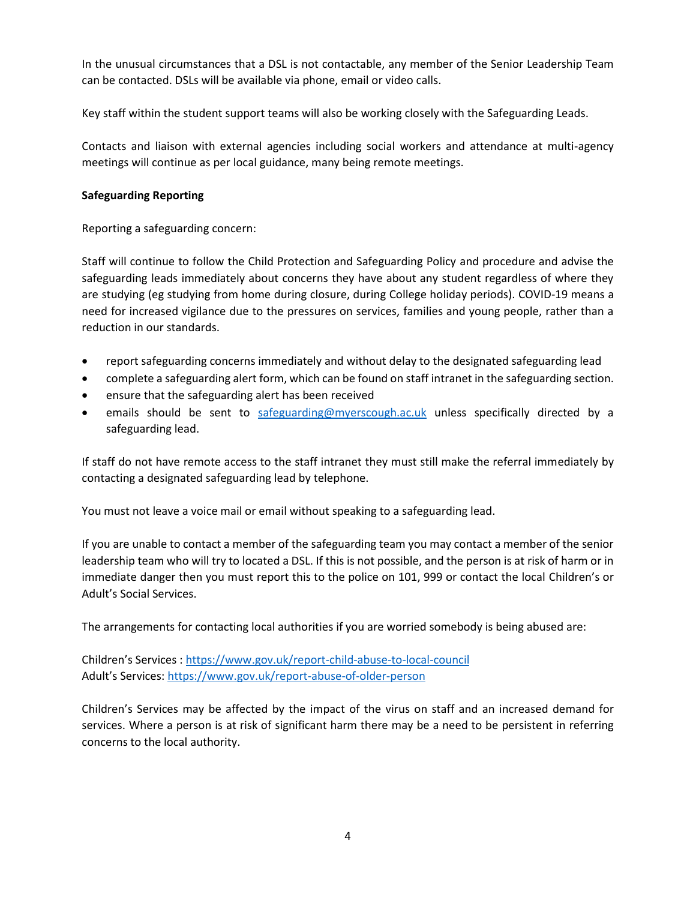In the unusual circumstances that a DSL is not contactable, any member of the Senior Leadership Team can be contacted. DSLs will be available via phone, email or video calls.

Key staff within the student support teams will also be working closely with the Safeguarding Leads.

Contacts and liaison with external agencies including social workers and attendance at multi-agency meetings will continue as per local guidance, many being remote meetings.

**Safeguarding Reporting**

Reporting a safeguarding concern:

Staff will continue to follow the Child Protection and Safeguarding Policy and procedure and advise the safeguarding leads immediately about concerns they have about any student regardless of where they are studying (eg studying from home during closure, during College holiday periods). COVID-19 means a need for increased vigilance due to the pressures on services, families and young people, rather than a reduction in our standards.

- report safeguarding concerns immediately and without delay to the designated safeguarding lead
- complete a safeguarding alert form, which can be found on staff intranet in the safeguarding section.
- ensure that the safeguarding alert has been received
- emails should be sent to [safeguarding@myerscough.ac.uk](mailto:safeguarding@myerscough.ac.uk) unless specifically directed by a safeguarding lead.

If staff do not have remote access to the staff intranet they must still make the referral immediately by contacting a designated safeguarding lead by telephone.

You must not leave a voice mail or email without speaking to a safeguarding lead.

If you are unable to contact a member of the safeguarding team you may contact a member of the senior leadership team who will try to located a DSL. If this is not possible, and the person is at risk of harm or in immediate danger then you must report this to the police on 101, 999 or contact the local Children's or Adult's Social Services.

The arrangements for contacting local authorities if you are worried somebody is being abused are:

Children's Services : [https://www.gov.uk/report-child-abuse-to-local-council](https://www.gov.uk/report-child-abuse-to-local-council)
Adult's Services: [https://www.gov.uk/report-abuse-of-older-person](https://www.gov.uk/report-abuse-of-older-person)

Children's Services may be affected by the impact of the virus on staff and an increased demand for services. Where a person is at risk of significant harm there may be a need to be persistent in referring concerns to the local authority.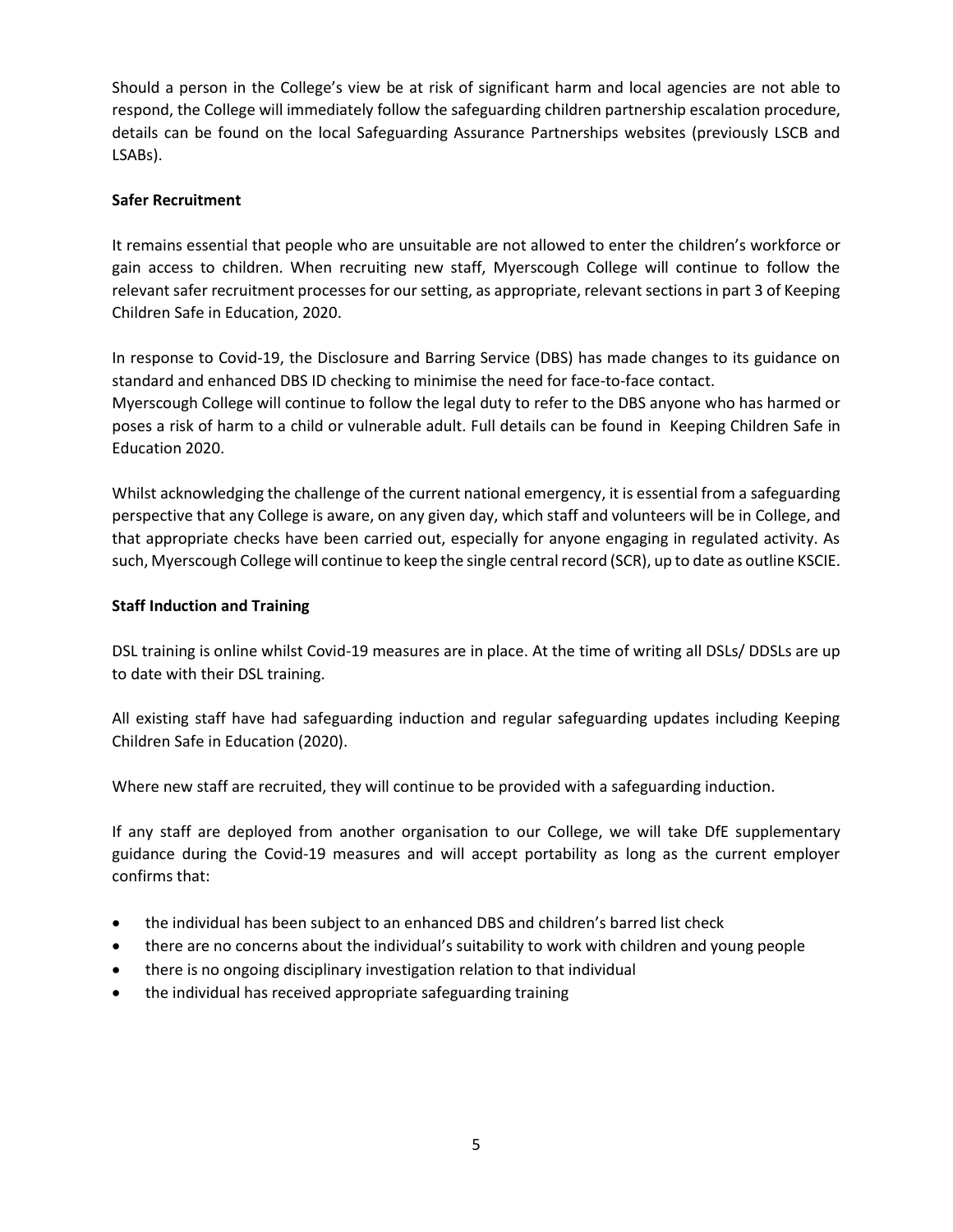Should a person in the College's view be at risk of significant harm and local agencies are not able to respond, the College will immediately follow the safeguarding children partnership escalation procedure, details can be found on the local Safeguarding Assurance Partnerships websites (previously LSCB and LSABs).

**Safer Recruitment**

It remains essential that people who are unsuitable are not allowed to enter the children's workforce or gain access to children. When recruiting new staff, Myerscough College will continue to follow the relevant safer recruitment processes for our setting, as appropriate, relevant sections in part 3 of Keeping Children Safe in Education, 2020.

In response to Covid-19, the Disclosure and Barring Service (DBS) has made changes to its guidance on standard and enhanced DBS ID checking to minimise the need for face-to-face contact.
Myerscough College will continue to follow the legal duty to refer to the DBS anyone who has harmed or poses a risk of harm to a child or vulnerable adult. Full details can be found in Keeping Children Safe in Education 2020.

Whilst acknowledging the challenge of the current national emergency, it is essential from a safeguarding perspective that any College is aware, on any given day, which staff and volunteers will be in College, and that appropriate checks have been carried out, especially for anyone engaging in regulated activity. As such, Myerscough College will continue to keep the single central record (SCR), up to date as outline KSCIE.

**Staff Induction and Training**

DSL training is online whilst Covid-19 measures are in place. At the time of writing all DSLs/ DDSLs are up to date with their DSL training.

All existing staff have had safeguarding induction and regular safeguarding updates including Keeping Children Safe in Education (2020).

Where new staff are recruited, they will continue to be provided with a safeguarding induction.

If any staff are deployed from another organisation to our College, we will take DfE supplementary guidance during the Covid-19 measures and will accept portability as long as the current employer confirms that:

- the individual has been subject to an enhanced DBS and children's barred list check
- there are no concerns about the individual's suitability to work with children and young people
- there is no ongoing disciplinary investigation relation to that individual
- the individual has received appropriate safeguarding training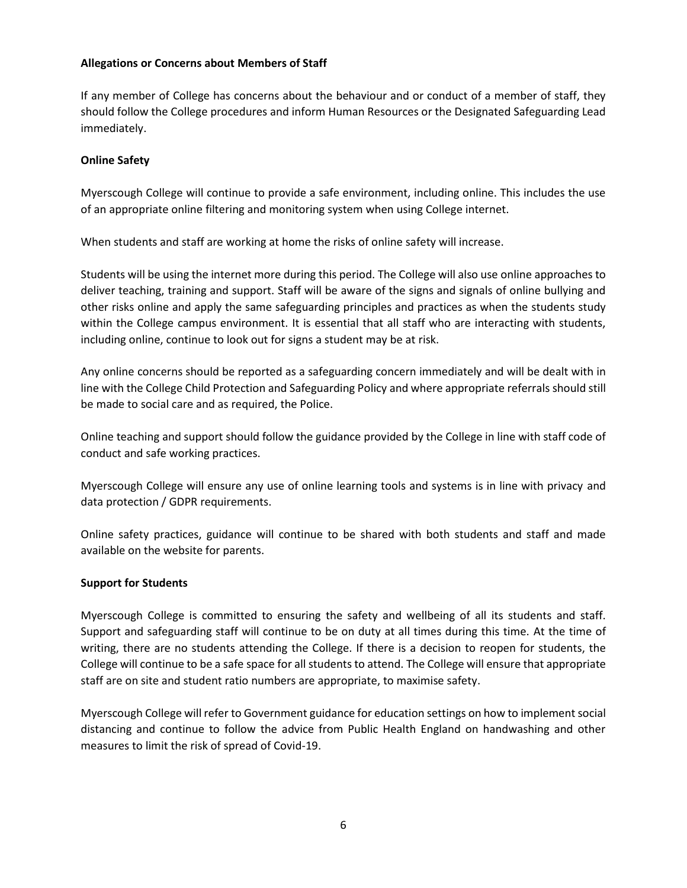**Allegations or Concerns about Members of Staff**

If any member of College has concerns about the behaviour and or conduct of a member of staff, they should follow the College procedures and inform Human Resources or the Designated Safeguarding Lead immediately.

**Online Safety**

Myerscough College will continue to provide a safe environment, including online. This includes the use of an appropriate online filtering and monitoring system when using College internet.

When students and staff are working at home the risks of online safety will increase.

Students will be using the internet more during this period. The College will also use online approaches to deliver teaching, training and support. Staff will be aware of the signs and signals of online bullying and other risks online and apply the same safeguarding principles and practices as when the students study within the College campus environment. It is essential that all staff who are interacting with students, including online, continue to look out for signs a student may be at risk.

Any online concerns should be reported as a safeguarding concern immediately and will be dealt with in line with the College Child Protection and Safeguarding Policy and where appropriate referrals should still be made to social care and as required, the Police.

Online teaching and support should follow the guidance provided by the College in line with staff code of conduct and safe working practices.

Myerscough College will ensure any use of online learning tools and systems is in line with privacy and data protection / GDPR requirements.

Online safety practices, guidance will continue to be shared with both students and staff and made available on the website for parents.

**Support for Students**

Myerscough College is committed to ensuring the safety and wellbeing of all its students and staff. Support and safeguarding staff will continue to be on duty at all times during this time. At the time of writing, there are no students attending the College. If there is a decision to reopen for students, the College will continue to be a safe space for all students to attend. The College will ensure that appropriate staff are on site and student ratio numbers are appropriate, to maximise safety.

Myerscough College will refer to Government guidance for education settings on how to implement social distancing and continue to follow the advice from Public Health England on handwashing and other measures to limit the risk of spread of Covid-19.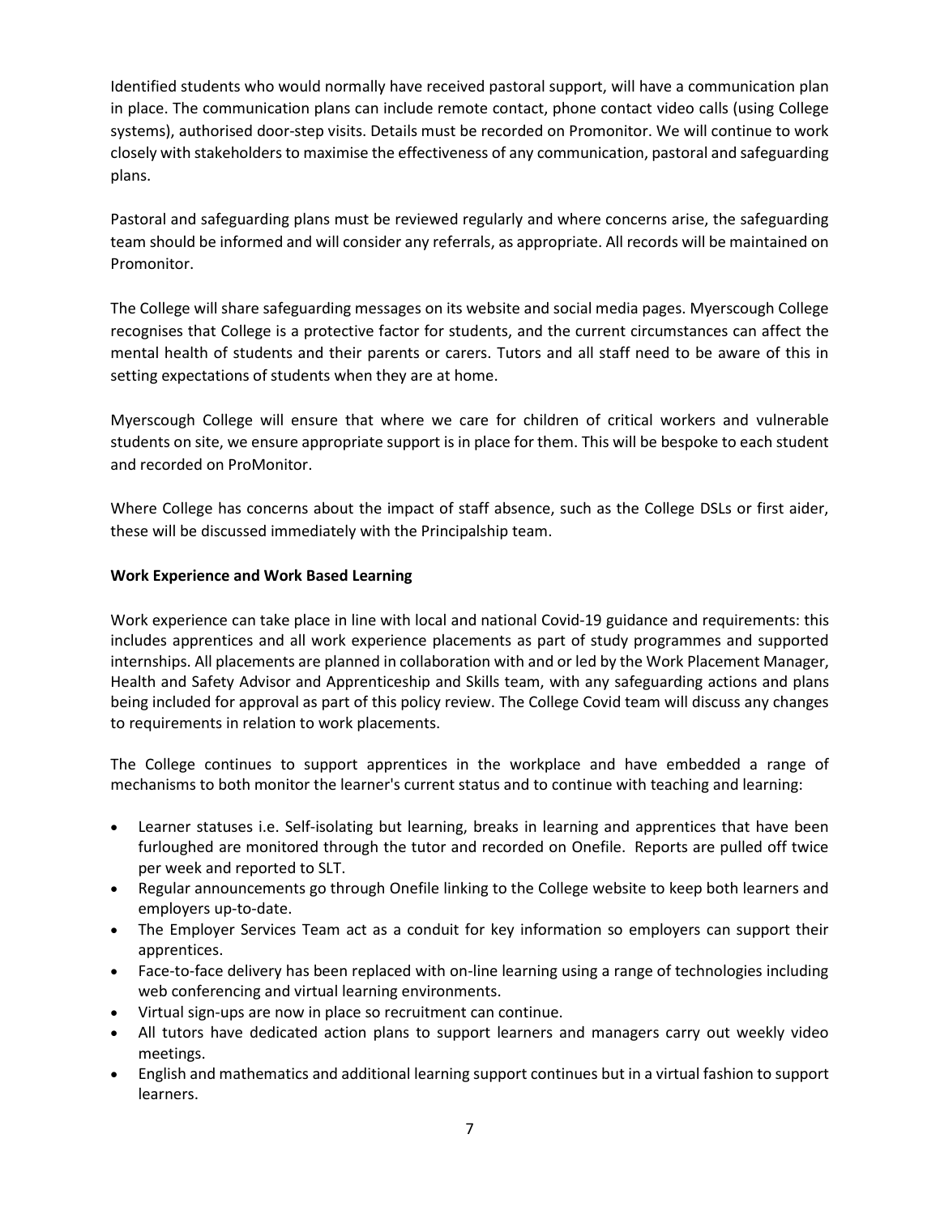Identified students who would normally have received pastoral support, will have a communication plan in place. The communication plans can include remote contact, phone contact video calls (using College systems), authorised door-step visits. Details must be recorded on Promonitor. We will continue to work closely with stakeholders to maximise the effectiveness of any communication, pastoral and safeguarding plans.

Pastoral and safeguarding plans must be reviewed regularly and where concerns arise, the safeguarding team should be informed and will consider any referrals, as appropriate. All records will be maintained on Promonitor.

The College will share safeguarding messages on its website and social media pages. Myerscough College recognises that College is a protective factor for students, and the current circumstances can affect the mental health of students and their parents or carers. Tutors and all staff need to be aware of this in setting expectations of students when they are at home.

Myerscough College will ensure that where we care for children of critical workers and vulnerable students on site, we ensure appropriate support is in place for them. This will be bespoke to each student and recorded on ProMonitor.

Where College has concerns about the impact of staff absence, such as the College DSLs or first aider, these will be discussed immediately with the Principalship team.

**Work Experience and Work Based Learning**

Work experience can take place in line with local and national Covid-19 guidance and requirements: this includes apprentices and all work experience placements as part of study programmes and supported internships. All placements are planned in collaboration with and or led by the Work Placement Manager, Health and Safety Advisor and Apprenticeship and Skills team, with any safeguarding actions and plans being included for approval as part of this policy review. The College Covid team will discuss any changes to requirements in relation to work placements.

The College continues to support apprentices in the workplace and have embedded a range of mechanisms to both monitor the learner's current status and to continue with teaching and learning:

- Learner statuses i.e. Self-isolating but learning, breaks in learning and apprentices that have been furloughed are monitored through the tutor and recorded on Onefile. Reports are pulled off twice per week and reported to SLT.
- Regular announcements go through Onefile linking to the College website to keep both learners and employers up-to-date.
- The Employer Services Team act as a conduit for key information so employers can support their apprentices.
- Face-to-face delivery has been replaced with on-line learning using a range of technologies including web conferencing and virtual learning environments.
- Virtual sign-ups are now in place so recruitment can continue.
- All tutors have dedicated action plans to support learners and managers carry out weekly video meetings.
- English and mathematics and additional learning support continues but in a virtual fashion to support learners.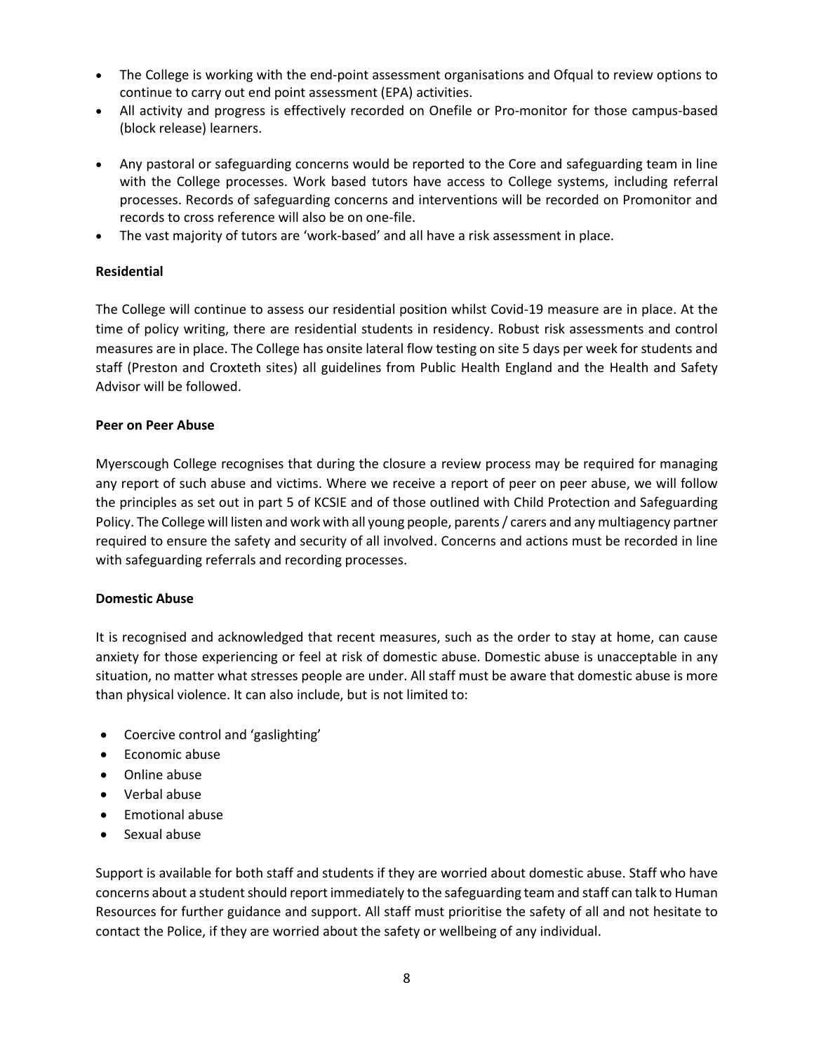- The College is working with the end-point assessment organisations and Ofqual to review options to continue to carry out end point assessment (EPA) activities.
- All activity and progress is effectively recorded on Onefile or Pro-monitor for those campus-based (block release) learners.
- Any pastoral or safeguarding concerns would be reported to the Core and safeguarding team in line with the College processes. Work based tutors have access to College systems, including referral processes. Records of safeguarding concerns and interventions will be recorded on Promonitor and records to cross reference will also be on one-file.
- The vast majority of tutors are 'work-based' and all have a risk assessment in place.

**Residential**

The College will continue to assess our residential position whilst Covid-19 measure are in place. At the time of policy writing, there are residential students in residency. Robust risk assessments and control measures are in place. The College has onsite lateral flow testing on site 5 days per week for students and staff (Preston and Croxteth sites) all guidelines from Public Health England and the Health and Safety Advisor will be followed.

**Peer on Peer Abuse**

Myerscough College recognises that during the closure a review process may be required for managing any report of such abuse and victims. Where we receive a report of peer on peer abuse, we will follow the principles as set out in part 5 of KCSIE and of those outlined with Child Protection and Safeguarding Policy. The College will listen and work with all young people, parents / carers and any multiagency partner required to ensure the safety and security of all involved. Concerns and actions must be recorded in line with safeguarding referrals and recording processes.

**Domestic Abuse**

It is recognised and acknowledged that recent measures, such as the order to stay at home, can cause anxiety for those experiencing or feel at risk of domestic abuse. Domestic abuse is unacceptable in any situation, no matter what stresses people are under. All staff must be aware that domestic abuse is more than physical violence. It can also include, but is not limited to:

- Coercive control and 'gaslighting'
- Economic abuse
- Online abuse
- Verbal abuse
- Emotional abuse
- Sexual abuse

Support is available for both staff and students if they are worried about domestic abuse. Staff who have concerns about a student should report immediately to the safeguarding team and staff can talk to Human Resources for further guidance and support. All staff must prioritise the safety of all and not hesitate to contact the Police, if they are worried about the safety or wellbeing of any individual.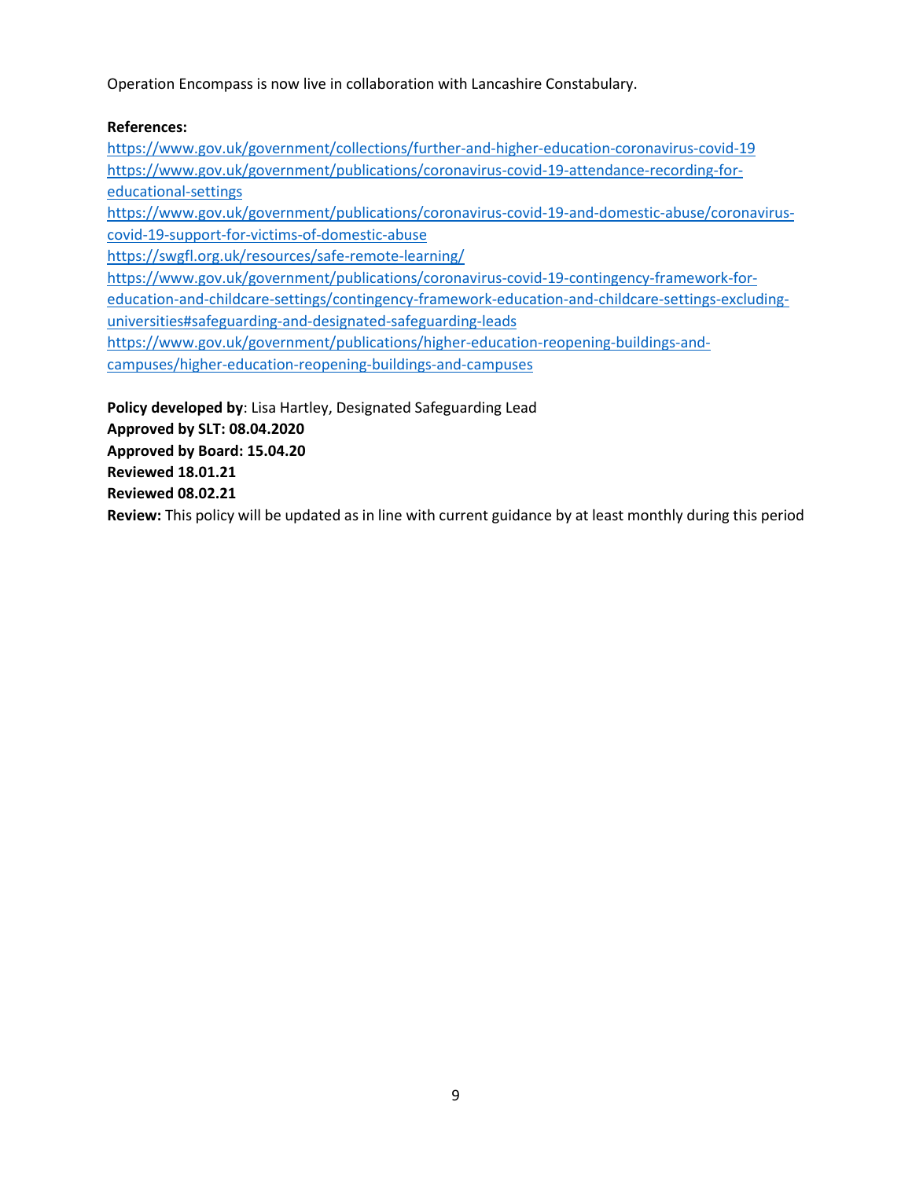Operation Encompass is now live in collaboration with Lancashire Constabulary.

**References:**

https://www.gov.uk/government/collections/further-and-higher-education-coronavirus-covid-19
https://www.gov.uk/government/publications/coronavirus-covid-19-attendance-recording-for-educational-settings
https://www.gov.uk/government/publications/coronavirus-covid-19-and-domestic-abuse/coronavirus-covid-19-support-for-victims-of-domestic-abuse
https://swgfl.org.uk/resources/safe-remote-learning/
https://www.gov.uk/government/publications/coronavirus-covid-19-contingency-framework-for-education-and-childcare-settings/contingency-framework-education-and-childcare-settings-excluding-universities#safeguarding-and-designated-safeguarding-leads
https://www.gov.uk/government/publications/higher-education-reopening-buildings-and-campuses/higher-education-reopening-buildings-and-campuses

**Policy developed by**: Lisa Hartley, Designated Safeguarding Lead
**Approved by SLT: 08.04.2020**
**Approved by Board: 15.04.20**
**Reviewed 18.01.21**
**Reviewed 08.02.21**
**Review:** This policy will be updated as in line with current guidance by at least monthly during this period